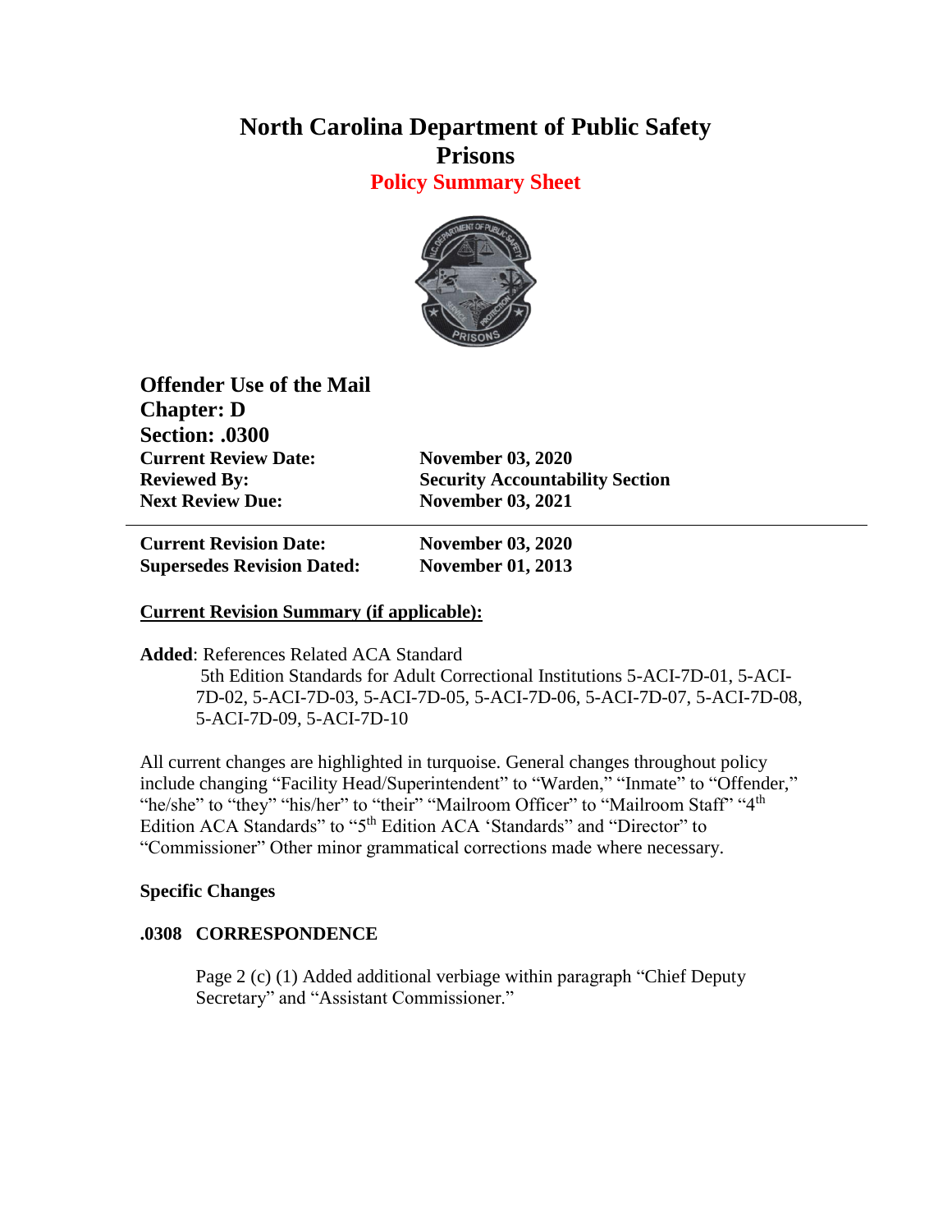# North Carolina Department of Public Safety
# Prisons
## Policy Summary Sheet

**Offender Use of the Mail**
**Chapter: D**
**Section: .0300**

| | |
|---|---|
| **Current Review Date:** | **November 03, 2020** |
| **Reviewed By:** | **Security Accountability Section** |
| **Next Review Due:** | **November 03, 2021** |

---

| | |
|---|---|
| **Current Revision Date:** | **November 03, 2020** |
| **Supersedes Revision Dated:** | **November 01, 2013** |

**Current Revision Summary (if applicable):**

**Added**: References Related ACA Standard
5th Edition Standards for Adult Correctional Institutions 5-ACI-7D-01, 5-ACI-7D-02, 5-ACI-7D-03, 5-ACI-7D-05, 5-ACI-7D-06, 5-ACI-7D-07, 5-ACI-7D-08, 5-ACI-7D-09, 5-ACI-7D-10

All current changes are highlighted in turquoise. General changes throughout policy include changing "Facility Head/Superintendent" to "Warden," "Inmate" to "Offender," "he/she" to "they" "his/her" to "their" "Mailroom Officer" to "Mailroom Staff" "4th Edition ACA Standards" to "5th Edition ACA 'Standards" and "Director" to "Commissioner" Other minor grammatical corrections made where necessary.

**Specific Changes**

**.0308 CORRESPONDENCE**

Page 2 (c) (1) Added additional verbiage within paragraph "Chief Deputy Secretary" and "Assistant Commissioner."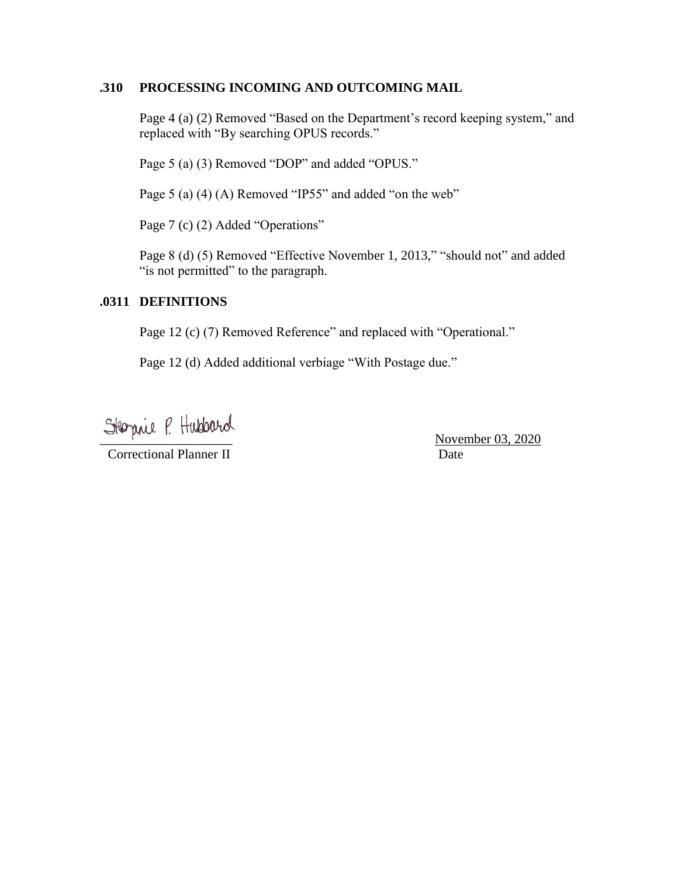## .310 PROCESSING INCOMING AND OUTCOMING MAIL

Page 4 (a) (2) Removed "Based on the Department's record keeping system," and replaced with "By searching OPUS records."

Page 5 (a) (3) Removed "DOP" and added "OPUS."

Page 5 (a) (4) (A) Removed "IP55" and added "on the web"

Page 7 (c) (2) Added "Operations"

Page 8 (d) (5) Removed "Effective November 1, 2013," "should not" and added "is not permitted" to the paragraph.

## .0311 DEFINITIONS

Page 12 (c) (7) Removed Reference" and replaced with "Operational."

Page 12 (d) Added additional verbiage "With Postage due."

Stephanie P. Hubbard
Correctional Planner II

November 03, 2020
Date